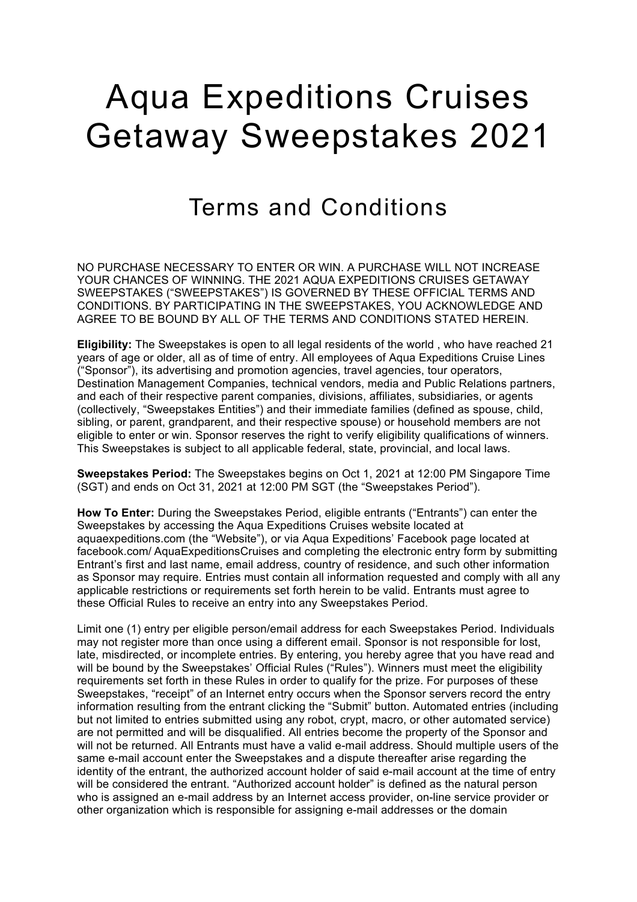# Aqua Expeditions Cruises Getaway Sweepstakes 2021

## Terms and Conditions

NO PURCHASE NECESSARY TO ENTER OR WIN. A PURCHASE WILL NOT INCREASE YOUR CHANCES OF WINNING. THE 2021 AQUA EXPEDITIONS CRUISES GETAWAY SWEEPSTAKES ("SWEEPSTAKES") IS GOVERNED BY THESE OFFICIAL TERMS AND CONDITIONS. BY PARTICIPATING IN THE SWEEPSTAKES, YOU ACKNOWLEDGE AND AGREE TO BE BOUND BY ALL OF THE TERMS AND CONDITIONS STATED HEREIN.

**Eligibility:** The Sweepstakes is open to all legal residents of the world , who have reached 21 years of age or older, all as of time of entry. All employees of Aqua Expeditions Cruise Lines ("Sponsor"), its advertising and promotion agencies, travel agencies, tour operators, Destination Management Companies, technical vendors, media and Public Relations partners, and each of their respective parent companies, divisions, affiliates, subsidiaries, or agents (collectively, "Sweepstakes Entities") and their immediate families (defined as spouse, child, sibling, or parent, grandparent, and their respective spouse) or household members are not eligible to enter or win. Sponsor reserves the right to verify eligibility qualifications of winners. This Sweepstakes is subject to all applicable federal, state, provincial, and local laws.

**Sweepstakes Period:** The Sweepstakes begins on Oct 1, 2021 at 12:00 PM Singapore Time (SGT) and ends on Oct 31, 2021 at 12:00 PM SGT (the "Sweepstakes Period").

**How To Enter:** During the Sweepstakes Period, eligible entrants ("Entrants") can enter the Sweepstakes by accessing the Aqua Expeditions Cruises website located at aquaexpeditions.com (the "Website"), or via Aqua Expeditions' Facebook page located at facebook.com/ AquaExpeditionsCruises and completing the electronic entry form by submitting Entrant's first and last name, email address, country of residence, and such other information as Sponsor may require. Entries must contain all information requested and comply with all any applicable restrictions or requirements set forth herein to be valid. Entrants must agree to these Official Rules to receive an entry into any Sweepstakes Period.

Limit one (1) entry per eligible person/email address for each Sweepstakes Period. Individuals may not register more than once using a different email. Sponsor is not responsible for lost, late, misdirected, or incomplete entries. By entering, you hereby agree that you have read and will be bound by the Sweepstakes' Official Rules ("Rules"). Winners must meet the eligibility requirements set forth in these Rules in order to qualify for the prize. For purposes of these Sweepstakes, "receipt" of an Internet entry occurs when the Sponsor servers record the entry information resulting from the entrant clicking the "Submit" button. Automated entries (including but not limited to entries submitted using any robot, crypt, macro, or other automated service) are not permitted and will be disqualified. All entries become the property of the Sponsor and will not be returned. All Entrants must have a valid e-mail address. Should multiple users of the same e-mail account enter the Sweepstakes and a dispute thereafter arise regarding the identity of the entrant, the authorized account holder of said e-mail account at the time of entry will be considered the entrant. "Authorized account holder" is defined as the natural person who is assigned an e-mail address by an Internet access provider, on-line service provider or other organization which is responsible for assigning e-mail addresses or the domain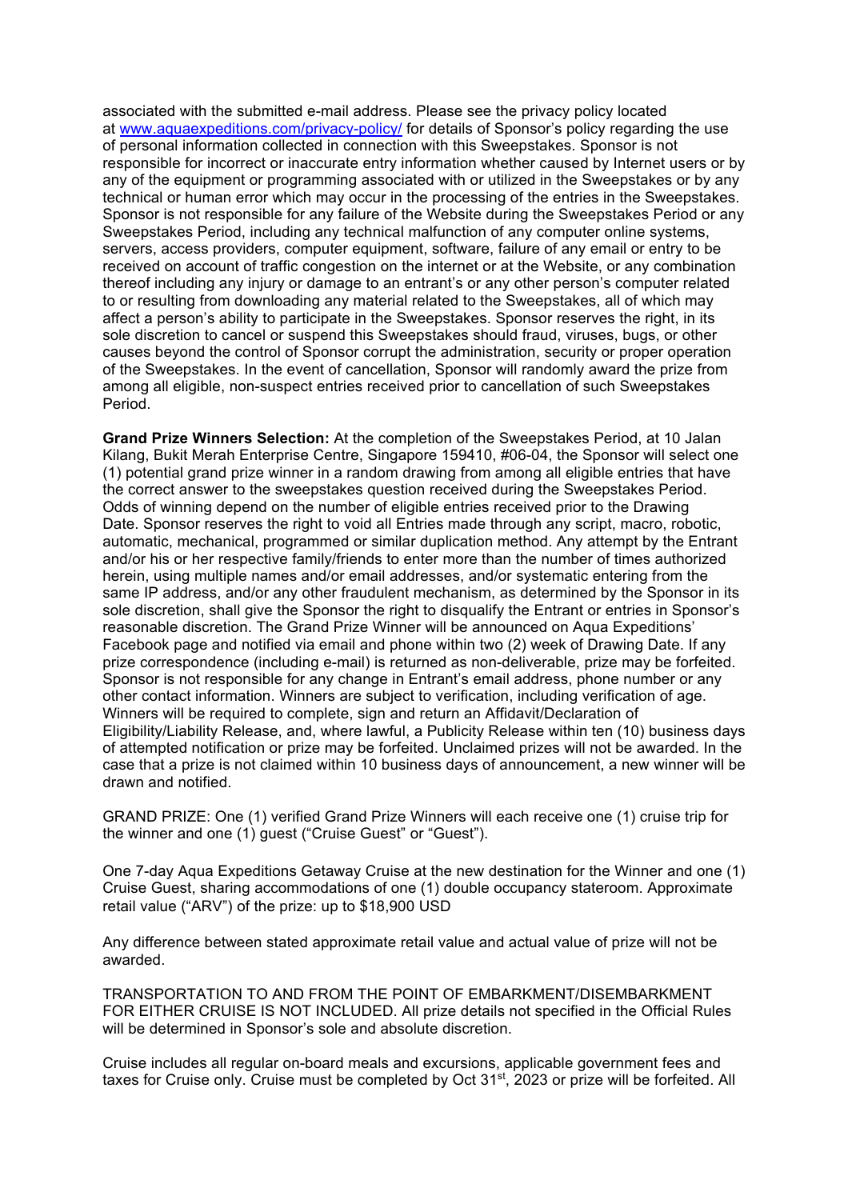associated with the submitted e-mail address. Please see the privacy policy located at [www.aquaexpeditions.com/privacy-policy/](www.aquaexpeditions.com/privacy-policy/) for details of Sponsor's policy regarding the use of personal information collected in connection with this Sweepstakes. Sponsor is not responsible for incorrect or inaccurate entry information whether caused by Internet users or by any of the equipment or programming associated with or utilized in the Sweepstakes or by any technical or human error which may occur in the processing of the entries in the Sweepstakes. Sponsor is not responsible for any failure of the Website during the Sweepstakes Period or any Sweepstakes Period, including any technical malfunction of any computer online systems, servers, access providers, computer equipment, software, failure of any email or entry to be received on account of traffic congestion on the internet or at the Website, or any combination thereof including any injury or damage to an entrant's or any other person's computer related to or resulting from downloading any material related to the Sweepstakes, all of which may affect a person's ability to participate in the Sweepstakes. Sponsor reserves the right, in its sole discretion to cancel or suspend this Sweepstakes should fraud, viruses, bugs, or other causes beyond the control of Sponsor corrupt the administration, security or proper operation of the Sweepstakes. In the event of cancellation, Sponsor will randomly award the prize from among all eligible, non-suspect entries received prior to cancellation of such Sweepstakes Period.

**Grand Prize Winners Selection:** At the completion of the Sweepstakes Period, at 10 Jalan Kilang, Bukit Merah Enterprise Centre, Singapore 159410, #06-04, the Sponsor will select one (1) potential grand prize winner in a random drawing from among all eligible entries that have the correct answer to the sweepstakes question received during the Sweepstakes Period. Odds of winning depend on the number of eligible entries received prior to the Drawing Date. Sponsor reserves the right to void all Entries made through any script, macro, robotic, automatic, mechanical, programmed or similar duplication method. Any attempt by the Entrant and/or his or her respective family/friends to enter more than the number of times authorized herein, using multiple names and/or email addresses, and/or systematic entering from the same IP address, and/or any other fraudulent mechanism, as determined by the Sponsor in its sole discretion, shall give the Sponsor the right to disqualify the Entrant or entries in Sponsor's reasonable discretion. The Grand Prize Winner will be announced on Aqua Expeditions' Facebook page and notified via email and phone within two (2) week of Drawing Date. If any prize correspondence (including e-mail) is returned as non-deliverable, prize may be forfeited. Sponsor is not responsible for any change in Entrant's email address, phone number or any other contact information. Winners are subject to verification, including verification of age. Winners will be required to complete, sign and return an Affidavit/Declaration of Eligibility/Liability Release, and, where lawful, a Publicity Release within ten (10) business days of attempted notification or prize may be forfeited. Unclaimed prizes will not be awarded. In the case that a prize is not claimed within 10 business days of announcement, a new winner will be drawn and notified.

GRAND PRIZE: One (1) verified Grand Prize Winners will each receive one (1) cruise trip for the winner and one (1) guest ("Cruise Guest" or "Guest").

One 7-day Aqua Expeditions Getaway Cruise at the new destination for the Winner and one (1) Cruise Guest, sharing accommodations of one (1) double occupancy stateroom. Approximate retail value ("ARV") of the prize: up to $18,900 USD

Any difference between stated approximate retail value and actual value of prize will not be awarded.

TRANSPORTATION TO AND FROM THE POINT OF EMBARKMENT/DISEMBARKMENT FOR EITHER CRUISE IS NOT INCLUDED. All prize details not specified in the Official Rules will be determined in Sponsor's sole and absolute discretion.

Cruise includes all regular on-board meals and excursions, applicable government fees and taxes for Cruise only. Cruise must be completed by Oct 31st, 2023 or prize will be forfeited. All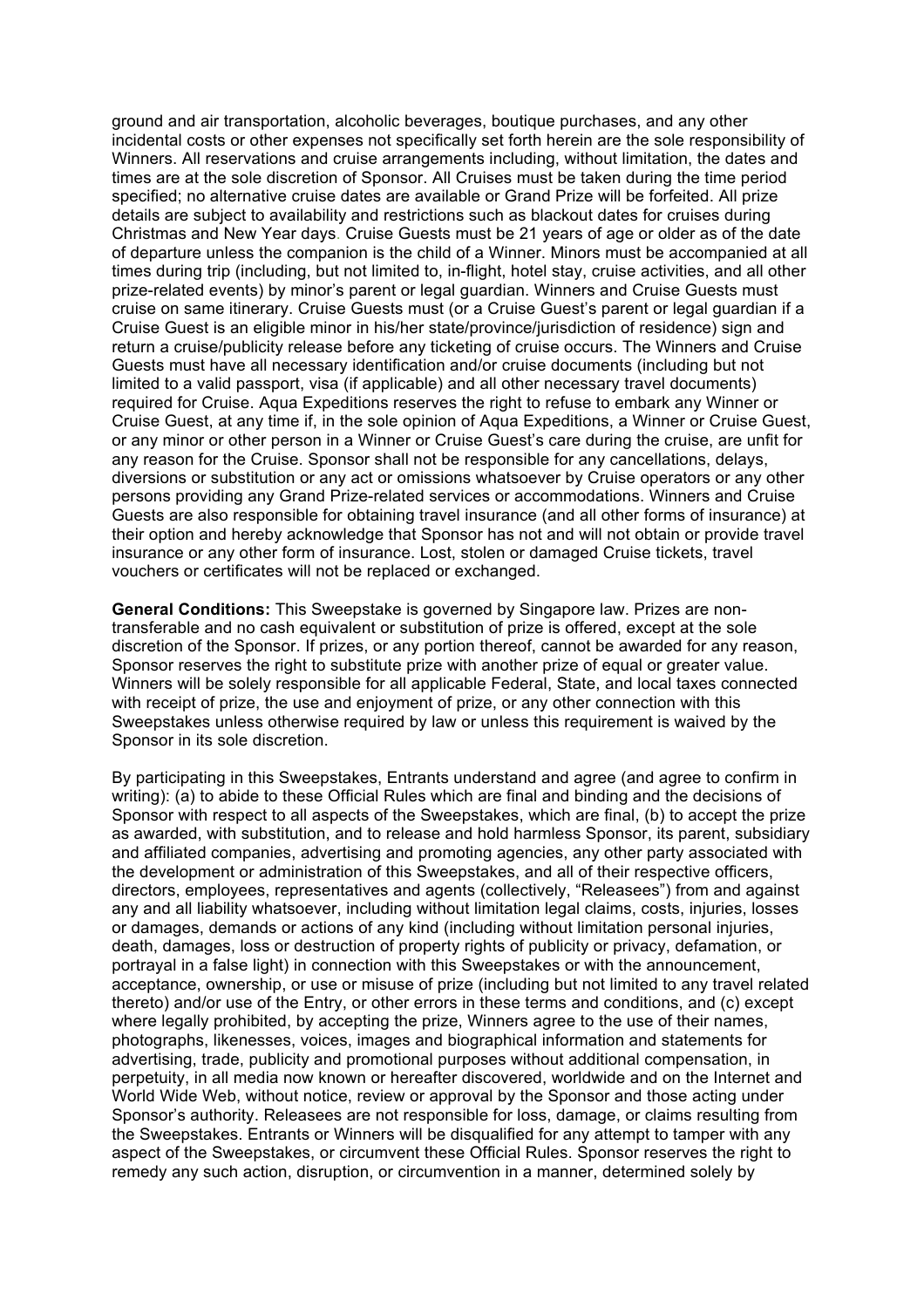ground and air transportation, alcoholic beverages, boutique purchases, and any other incidental costs or other expenses not specifically set forth herein are the sole responsibility of Winners. All reservations and cruise arrangements including, without limitation, the dates and times are at the sole discretion of Sponsor. All Cruises must be taken during the time period specified; no alternative cruise dates are available or Grand Prize will be forfeited. All prize details are subject to availability and restrictions such as blackout dates for cruises during Christmas and New Year days. Cruise Guests must be 21 years of age or older as of the date of departure unless the companion is the child of a Winner. Minors must be accompanied at all times during trip (including, but not limited to, in-flight, hotel stay, cruise activities, and all other prize-related events) by minor's parent or legal guardian. Winners and Cruise Guests must cruise on same itinerary. Cruise Guests must (or a Cruise Guest's parent or legal guardian if a Cruise Guest is an eligible minor in his/her state/province/jurisdiction of residence) sign and return a cruise/publicity release before any ticketing of cruise occurs. The Winners and Cruise Guests must have all necessary identification and/or cruise documents (including but not limited to a valid passport, visa (if applicable) and all other necessary travel documents) required for Cruise. Aqua Expeditions reserves the right to refuse to embark any Winner or Cruise Guest, at any time if, in the sole opinion of Aqua Expeditions, a Winner or Cruise Guest, or any minor or other person in a Winner or Cruise Guest's care during the cruise, are unfit for any reason for the Cruise. Sponsor shall not be responsible for any cancellations, delays, diversions or substitution or any act or omissions whatsoever by Cruise operators or any other persons providing any Grand Prize-related services or accommodations. Winners and Cruise Guests are also responsible for obtaining travel insurance (and all other forms of insurance) at their option and hereby acknowledge that Sponsor has not and will not obtain or provide travel insurance or any other form of insurance. Lost, stolen or damaged Cruise tickets, travel vouchers or certificates will not be replaced or exchanged.

**General Conditions:** This Sweepstake is governed by Singapore law. Prizes are non-transferable and no cash equivalent or substitution of prize is offered, except at the sole discretion of the Sponsor. If prizes, or any portion thereof, cannot be awarded for any reason, Sponsor reserves the right to substitute prize with another prize of equal or greater value. Winners will be solely responsible for all applicable Federal, State, and local taxes connected with receipt of prize, the use and enjoyment of prize, or any other connection with this Sweepstakes unless otherwise required by law or unless this requirement is waived by the Sponsor in its sole discretion.

By participating in this Sweepstakes, Entrants understand and agree (and agree to confirm in writing): (a) to abide to these Official Rules which are final and binding and the decisions of Sponsor with respect to all aspects of the Sweepstakes, which are final, (b) to accept the prize as awarded, with substitution, and to release and hold harmless Sponsor, its parent, subsidiary and affiliated companies, advertising and promoting agencies, any other party associated with the development or administration of this Sweepstakes, and all of their respective officers, directors, employees, representatives and agents (collectively, "Releasees") from and against any and all liability whatsoever, including without limitation legal claims, costs, injuries, losses or damages, demands or actions of any kind (including without limitation personal injuries, death, damages, loss or destruction of property rights of publicity or privacy, defamation, or portrayal in a false light) in connection with this Sweepstakes or with the announcement, acceptance, ownership, or use or misuse of prize (including but not limited to any travel related thereto) and/or use of the Entry, or other errors in these terms and conditions, and (c) except where legally prohibited, by accepting the prize, Winners agree to the use of their names, photographs, likenesses, voices, images and biographical information and statements for advertising, trade, publicity and promotional purposes without additional compensation, in perpetuity, in all media now known or hereafter discovered, worldwide and on the Internet and World Wide Web, without notice, review or approval by the Sponsor and those acting under Sponsor's authority. Releasees are not responsible for loss, damage, or claims resulting from the Sweepstakes. Entrants or Winners will be disqualified for any attempt to tamper with any aspect of the Sweepstakes, or circumvent these Official Rules. Sponsor reserves the right to remedy any such action, disruption, or circumvention in a manner, determined solely by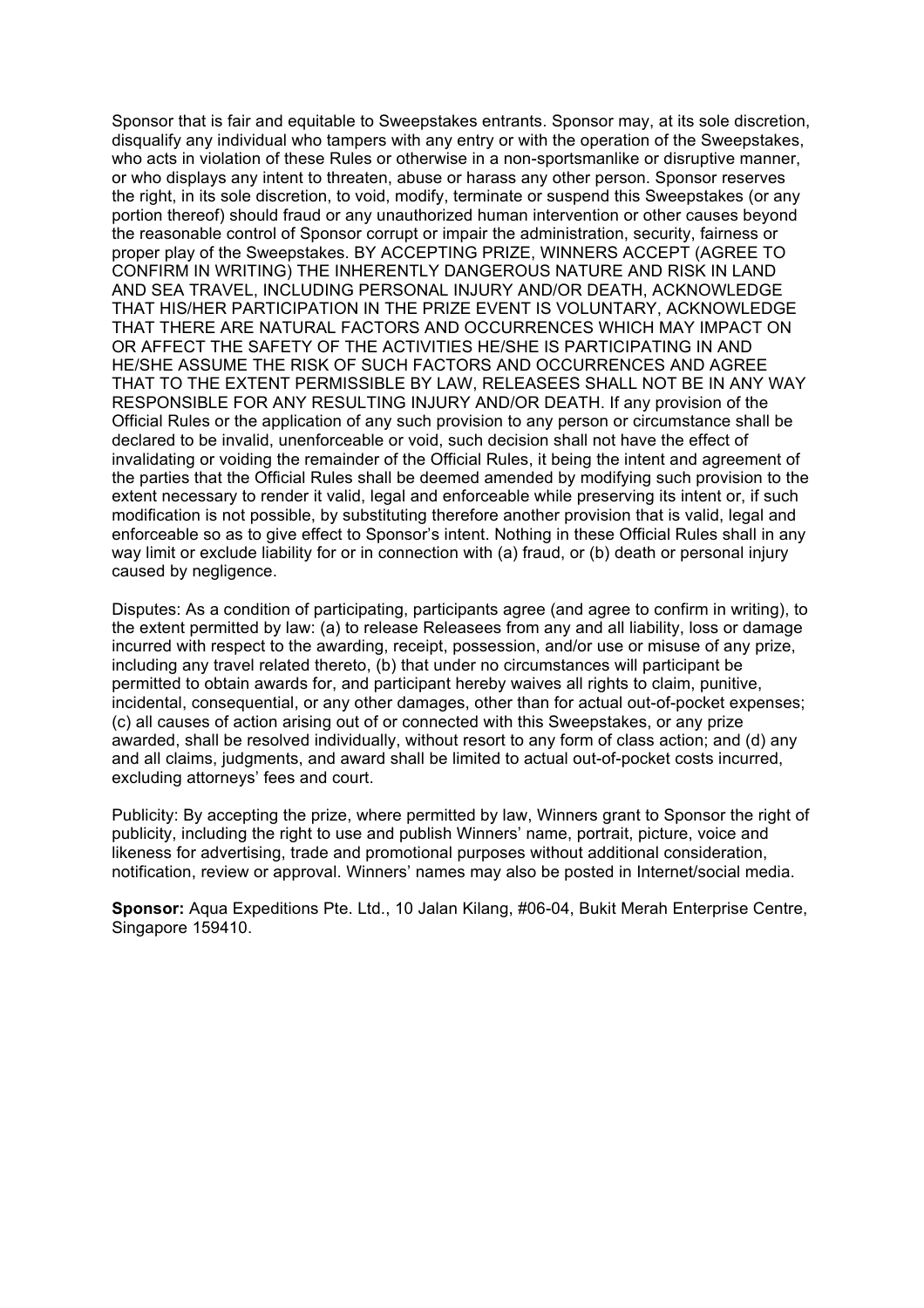Sponsor that is fair and equitable to Sweepstakes entrants. Sponsor may, at its sole discretion, disqualify any individual who tampers with any entry or with the operation of the Sweepstakes, who acts in violation of these Rules or otherwise in a non-sportsmanlike or disruptive manner, or who displays any intent to threaten, abuse or harass any other person. Sponsor reserves the right, in its sole discretion, to void, modify, terminate or suspend this Sweepstakes (or any portion thereof) should fraud or any unauthorized human intervention or other causes beyond the reasonable control of Sponsor corrupt or impair the administration, security, fairness or proper play of the Sweepstakes. BY ACCEPTING PRIZE, WINNERS ACCEPT (AGREE TO CONFIRM IN WRITING) THE INHERENTLY DANGEROUS NATURE AND RISK IN LAND AND SEA TRAVEL, INCLUDING PERSONAL INJURY AND/OR DEATH, ACKNOWLEDGE THAT HIS/HER PARTICIPATION IN THE PRIZE EVENT IS VOLUNTARY, ACKNOWLEDGE THAT THERE ARE NATURAL FACTORS AND OCCURRENCES WHICH MAY IMPACT ON OR AFFECT THE SAFETY OF THE ACTIVITIES HE/SHE IS PARTICIPATING IN AND HE/SHE ASSUME THE RISK OF SUCH FACTORS AND OCCURRENCES AND AGREE THAT TO THE EXTENT PERMISSIBLE BY LAW, RELEASEES SHALL NOT BE IN ANY WAY RESPONSIBLE FOR ANY RESULTING INJURY AND/OR DEATH. If any provision of the Official Rules or the application of any such provision to any person or circumstance shall be declared to be invalid, unenforceable or void, such decision shall not have the effect of invalidating or voiding the remainder of the Official Rules, it being the intent and agreement of the parties that the Official Rules shall be deemed amended by modifying such provision to the extent necessary to render it valid, legal and enforceable while preserving its intent or, if such modification is not possible, by substituting therefore another provision that is valid, legal and enforceable so as to give effect to Sponsor's intent. Nothing in these Official Rules shall in any way limit or exclude liability for or in connection with (a) fraud, or (b) death or personal injury caused by negligence.

Disputes: As a condition of participating, participants agree (and agree to confirm in writing), to the extent permitted by law: (a) to release Releasees from any and all liability, loss or damage incurred with respect to the awarding, receipt, possession, and/or use or misuse of any prize, including any travel related thereto, (b) that under no circumstances will participant be permitted to obtain awards for, and participant hereby waives all rights to claim, punitive, incidental, consequential, or any other damages, other than for actual out-of-pocket expenses; (c) all causes of action arising out of or connected with this Sweepstakes, or any prize awarded, shall be resolved individually, without resort to any form of class action; and (d) any and all claims, judgments, and award shall be limited to actual out-of-pocket costs incurred, excluding attorneys' fees and court.

Publicity: By accepting the prize, where permitted by law, Winners grant to Sponsor the right of publicity, including the right to use and publish Winners' name, portrait, picture, voice and likeness for advertising, trade and promotional purposes without additional consideration, notification, review or approval. Winners' names may also be posted in Internet/social media.

**Sponsor:** Aqua Expeditions Pte. Ltd., 10 Jalan Kilang, #06-04, Bukit Merah Enterprise Centre, Singapore 159410.